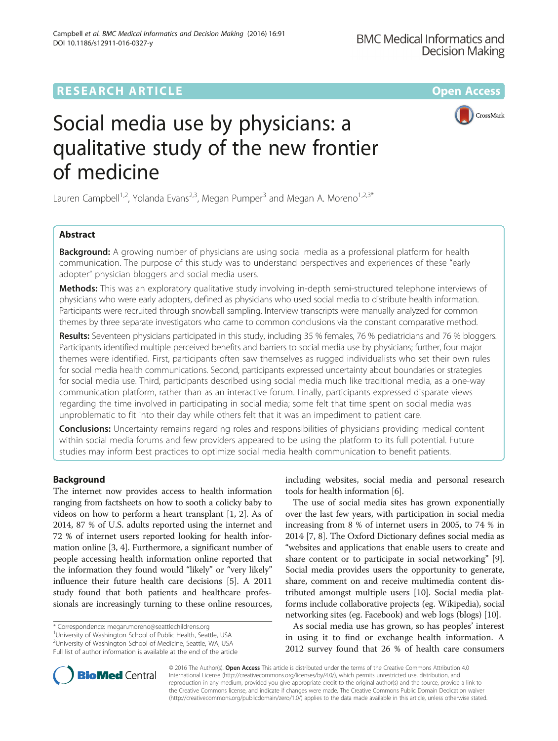RESEARCH ARTICLE

Open Access

# Social media use by physicians: a qualitative study of the new frontier of medicine

Lauren Campbell[1,2], Yolanda Evans[2,3], Megan Pumper[3] and Megan A. Moreno[1,2,3*]

## Abstract

**Background:** A growing number of physicians are using social media as a professional platform for health communication. The purpose of this study was to understand perspectives and experiences of these "early adopter" physician bloggers and social media users.

**Methods:** This was an exploratory qualitative study involving in-depth semi-structured telephone interviews of physicians who were early adopters, defined as physicians who used social media to distribute health information. Participants were recruited through snowball sampling. Interview transcripts were manually analyzed for common themes by three separate investigators who came to common conclusions via the constant comparative method.

**Results:** Seventeen physicians participated in this study, including 35 % females, 76 % pediatricians and 76 % bloggers. Participants identified multiple perceived benefits and barriers to social media use by physicians; further, four major themes were identified. First, participants often saw themselves as rugged individualists who set their own rules for social media health communications. Second, participants expressed uncertainty about boundaries or strategies for social media use. Third, participants described using social media much like traditional media, as a one-way communication platform, rather than as an interactive forum. Finally, participants expressed disparate views regarding the time involved in participating in social media; some felt that time spent on social media was unproblematic to fit into their day while others felt that it was an impediment to patient care.

**Conclusions:** Uncertainty remains regarding roles and responsibilities of physicians providing medical content within social media forums and few providers appeared to be using the platform to its full potential. Future studies may inform best practices to optimize social media health communication to benefit patients.

## Background

The internet now provides access to health information ranging from factsheets on how to sooth a colicky baby to videos on how to perform a heart transplant [1, 2]. As of 2014, 87 % of U.S. adults reported using the internet and 72 % of internet users reported looking for health information online [3, 4]. Furthermore, a significant number of people accessing health information online reported that the information they found would "likely" or "very likely" influence their future health care decisions [5]. A 2011 study found that both patients and healthcare professionals are increasingly turning to these online resources, including websites, social media and personal research tools for health information [6].

The use of social media sites has grown exponentially over the last few years, with participation in social media increasing from 8 % of internet users in 2005, to 74 % in 2014 [7, 8]. The Oxford Dictionary defines social media as "websites and applications that enable users to create and share content or to participate in social networking" [9]. Social media provides users the opportunity to generate, share, comment on and receive multimedia content distributed amongst multiple users [10]. Social media platforms include collaborative projects (eg. Wikipedia), social networking sites (eg. Facebook) and web logs (blogs) [10].

As social media use has grown, so has peoples' interest in using it to find or exchange health information. A 2012 survey found that 26 % of health care consumers

\* Correspondence: megan.moreno@seattlechildrens.org
[1]University of Washington School of Public Health, Seattle, USA
[2]University of Washington School of Medicine, Seattle, WA, USA
Full list of author information is available at the end of the article

© 2016 The Author(s). **Open Access** This article is distributed under the terms of the Creative Commons Attribution 4.0 International License (http://creativecommons.org/licenses/by/4.0/), which permits unrestricted use, distribution, and reproduction in any medium, provided you give appropriate credit to the original author(s) and the source, provide a link to the Creative Commons license, and indicate if changes were made. The Creative Commons Public Domain Dedication waiver (http://creativecommons.org/publicdomain/zero/1.0/) applies to the data made available in this article, unless otherwise stated.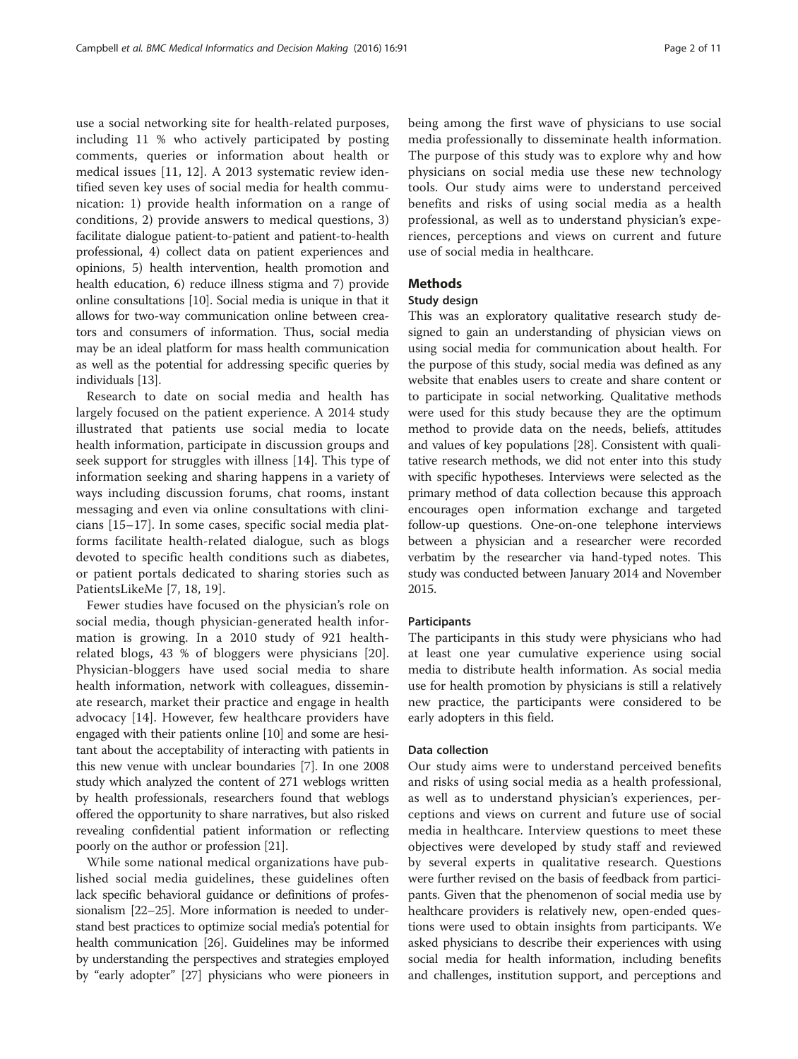use a social networking site for health-related purposes, including 11 % who actively participated by posting comments, queries or information about health or medical issues [11, 12]. A 2013 systematic review identified seven key uses of social media for health communication: 1) provide health information on a range of conditions, 2) provide answers to medical questions, 3) facilitate dialogue patient-to-patient and patient-to-health professional, 4) collect data on patient experiences and opinions, 5) health intervention, health promotion and health education, 6) reduce illness stigma and 7) provide online consultations [10]. Social media is unique in that it allows for two-way communication online between creators and consumers of information. Thus, social media may be an ideal platform for mass health communication as well as the potential for addressing specific queries by individuals [13].

Research to date on social media and health has largely focused on the patient experience. A 2014 study illustrated that patients use social media to locate health information, participate in discussion groups and seek support for struggles with illness [14]. This type of information seeking and sharing happens in a variety of ways including discussion forums, chat rooms, instant messaging and even via online consultations with clinicians [15–17]. In some cases, specific social media platforms facilitate health-related dialogue, such as blogs devoted to specific health conditions such as diabetes, or patient portals dedicated to sharing stories such as PatientsLikeMe [7, 18, 19].

Fewer studies have focused on the physician's role on social media, though physician-generated health information is growing. In a 2010 study of 921 health-related blogs, 43 % of bloggers were physicians [20]. Physician-bloggers have used social media to share health information, network with colleagues, disseminate research, market their practice and engage in health advocacy [14]. However, few healthcare providers have engaged with their patients online [10] and some are hesitant about the acceptability of interacting with patients in this new venue with unclear boundaries [7]. In one 2008 study which analyzed the content of 271 weblogs written by health professionals, researchers found that weblogs offered the opportunity to share narratives, but also risked revealing confidential patient information or reflecting poorly on the author or profession [21].

While some national medical organizations have published social media guidelines, these guidelines often lack specific behavioral guidance or definitions of professionalism [22–25]. More information is needed to understand best practices to optimize social media's potential for health communication [26]. Guidelines may be informed by understanding the perspectives and strategies employed by "early adopter" [27] physicians who were pioneers in being among the first wave of physicians to use social media professionally to disseminate health information. The purpose of this study was to explore why and how physicians on social media use these new technology tools. Our study aims were to understand perceived benefits and risks of using social media as a health professional, as well as to understand physician's experiences, perceptions and views on current and future use of social media in healthcare.

## Methods

### Study design

This was an exploratory qualitative research study designed to gain an understanding of physician views on using social media for communication about health. For the purpose of this study, social media was defined as any website that enables users to create and share content or to participate in social networking. Qualitative methods were used for this study because they are the optimum method to provide data on the needs, beliefs, attitudes and values of key populations [28]. Consistent with qualitative research methods, we did not enter into this study with specific hypotheses. Interviews were selected as the primary method of data collection because this approach encourages open information exchange and targeted follow-up questions. One-on-one telephone interviews between a physician and a researcher were recorded verbatim by the researcher via hand-typed notes. This study was conducted between January 2014 and November 2015.

### Participants

The participants in this study were physicians who had at least one year cumulative experience using social media to distribute health information. As social media use for health promotion by physicians is still a relatively new practice, the participants were considered to be early adopters in this field.

### Data collection

Our study aims were to understand perceived benefits and risks of using social media as a health professional, as well as to understand physician's experiences, perceptions and views on current and future use of social media in healthcare. Interview questions to meet these objectives were developed by study staff and reviewed by several experts in qualitative research. Questions were further revised on the basis of feedback from participants. Given that the phenomenon of social media use by healthcare providers is relatively new, open-ended questions were used to obtain insights from participants. We asked physicians to describe their experiences with using social media for health information, including benefits and challenges, institution support, and perceptions and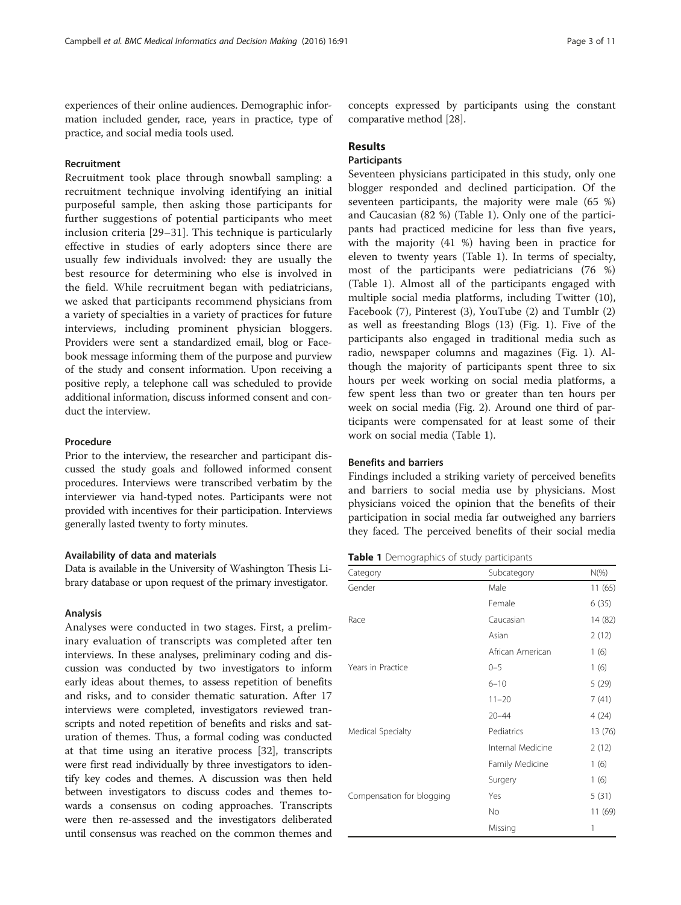experiences of their online audiences. Demographic information included gender, race, years in practice, type of practice, and social media tools used.

#### Recruitment

Recruitment took place through snowball sampling: a recruitment technique involving identifying an initial purposeful sample, then asking those participants for further suggestions of potential participants who meet inclusion criteria [29–31]. This technique is particularly effective in studies of early adopters since there are usually few individuals involved: they are usually the best resource for determining who else is involved in the field. While recruitment began with pediatricians, we asked that participants recommend physicians from a variety of specialties in a variety of practices for future interviews, including prominent physician bloggers. Providers were sent a standardized email, blog or Facebook message informing them of the purpose and purview of the study and consent information. Upon receiving a positive reply, a telephone call was scheduled to provide additional information, discuss informed consent and conduct the interview.

#### Procedure

Prior to the interview, the researcher and participant discussed the study goals and followed informed consent procedures. Interviews were transcribed verbatim by the interviewer via hand-typed notes. Participants were not provided with incentives for their participation. Interviews generally lasted twenty to forty minutes.

#### Availability of data and materials

Data is available in the University of Washington Thesis Library database or upon request of the primary investigator.

#### Analysis

Analyses were conducted in two stages. First, a preliminary evaluation of transcripts was completed after ten interviews. In these analyses, preliminary coding and discussion was conducted by two investigators to inform early ideas about themes, to assess repetition of benefits and risks, and to consider thematic saturation. After 17 interviews were completed, investigators reviewed transcripts and noted repetition of benefits and risks and saturation of themes. Thus, a formal coding was conducted at that time using an iterative process [32], transcripts were first read individually by three investigators to identify key codes and themes. A discussion was then held between investigators to discuss codes and themes towards a consensus on coding approaches. Transcripts were then re-assessed and the investigators deliberated until consensus was reached on the common themes and concepts expressed by participants using the constant comparative method [28].

## Results

### Participants

Seventeen physicians participated in this study, only one blogger responded and declined participation. Of the seventeen participants, the majority were male (65 %) and Caucasian (82 %) (Table 1). Only one of the participants had practiced medicine for less than five years, with the majority (41 %) having been in practice for eleven to twenty years (Table 1). In terms of specialty, most of the participants were pediatricians (76 %) (Table 1). Almost all of the participants engaged with multiple social media platforms, including Twitter (10), Facebook (7), Pinterest (3), YouTube (2) and Tumblr (2) as well as freestanding Blogs (13) (Fig. 1). Five of the participants also engaged in traditional media such as radio, newspaper columns and magazines (Fig. 1). Although the majority of participants spent three to six hours per week working on social media platforms, a few spent less than two or greater than ten hours per week on social media (Fig. 2). Around one third of participants were compensated for at least some of their work on social media (Table 1).

### Benefits and barriers

Findings included a striking variety of perceived benefits and barriers to social media use by physicians. Most physicians voiced the opinion that the benefits of their participation in social media far outweighed any barriers they faced. The perceived benefits of their social media

**Table 1** Demographics of study participants

| Category | Subcategory | N(%) |
|---|---|---|
| Gender | Male | 11 (65) |
| | Female | 6 (35) |
| Race | Caucasian | 14 (82) |
| | Asian | 2 (12) |
| | African American | 1 (6) |
| Years in Practice | 0–5 | 1 (6) |
| | 6–10 | 5 (29) |
| | 11–20 | 7 (41) |
| | 20–44 | 4 (24) |
| Medical Specialty | Pediatrics | 13 (76) |
| | Internal Medicine | 2 (12) |
| | Family Medicine | 1 (6) |
| | Surgery | 1 (6) |
| Compensation for blogging | Yes | 5 (31) |
| | No | 11 (69) |
| | Missing | 1 |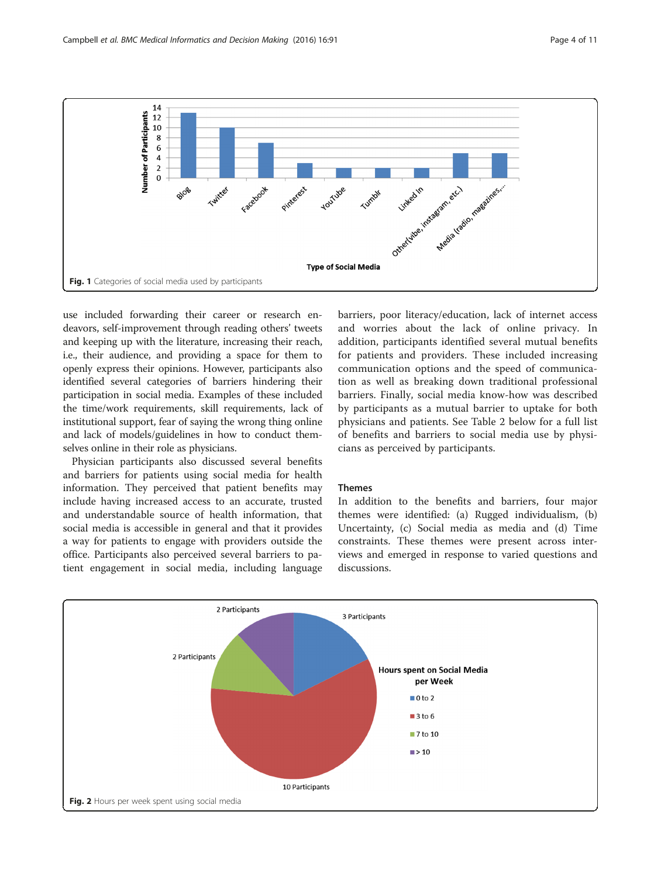Fig. 1 Categories of social media used by participants

use included forwarding their career or research endeavors, self-improvement through reading others' tweets and keeping up with the literature, increasing their reach, i.e., their audience, and providing a space for them to openly express their opinions. However, participants also identified several categories of barriers hindering their participation in social media. Examples of these included the time/work requirements, skill requirements, lack of institutional support, fear of saying the wrong thing online and lack of models/guidelines in how to conduct themselves online in their role as physicians.

Physician participants also discussed several benefits and barriers for patients using social media for health information. They perceived that patient benefits may include having increased access to an accurate, trusted and understandable source of health information, that social media is accessible in general and that it provides a way for patients to engage with providers outside the office. Participants also perceived several barriers to patient engagement in social media, including language barriers, poor literacy/education, lack of internet access and worries about the lack of online privacy. In addition, participants identified several mutual benefits for patients and providers. These included increasing communication options and the speed of communication as well as breaking down traditional professional barriers. Finally, social media know-how was described by participants as a mutual barrier to uptake for both physicians and patients. See Table 2 below for a full list of benefits and barriers to social media use by physicians as perceived by participants.

### Themes

In addition to the benefits and barriers, four major themes were identified: (a) Rugged individualism, (b) Uncertainty, (c) Social media as media and (d) Time constraints. These themes were present across interviews and emerged in response to varied questions and discussions.

Fig. 2 Hours per week spent using social media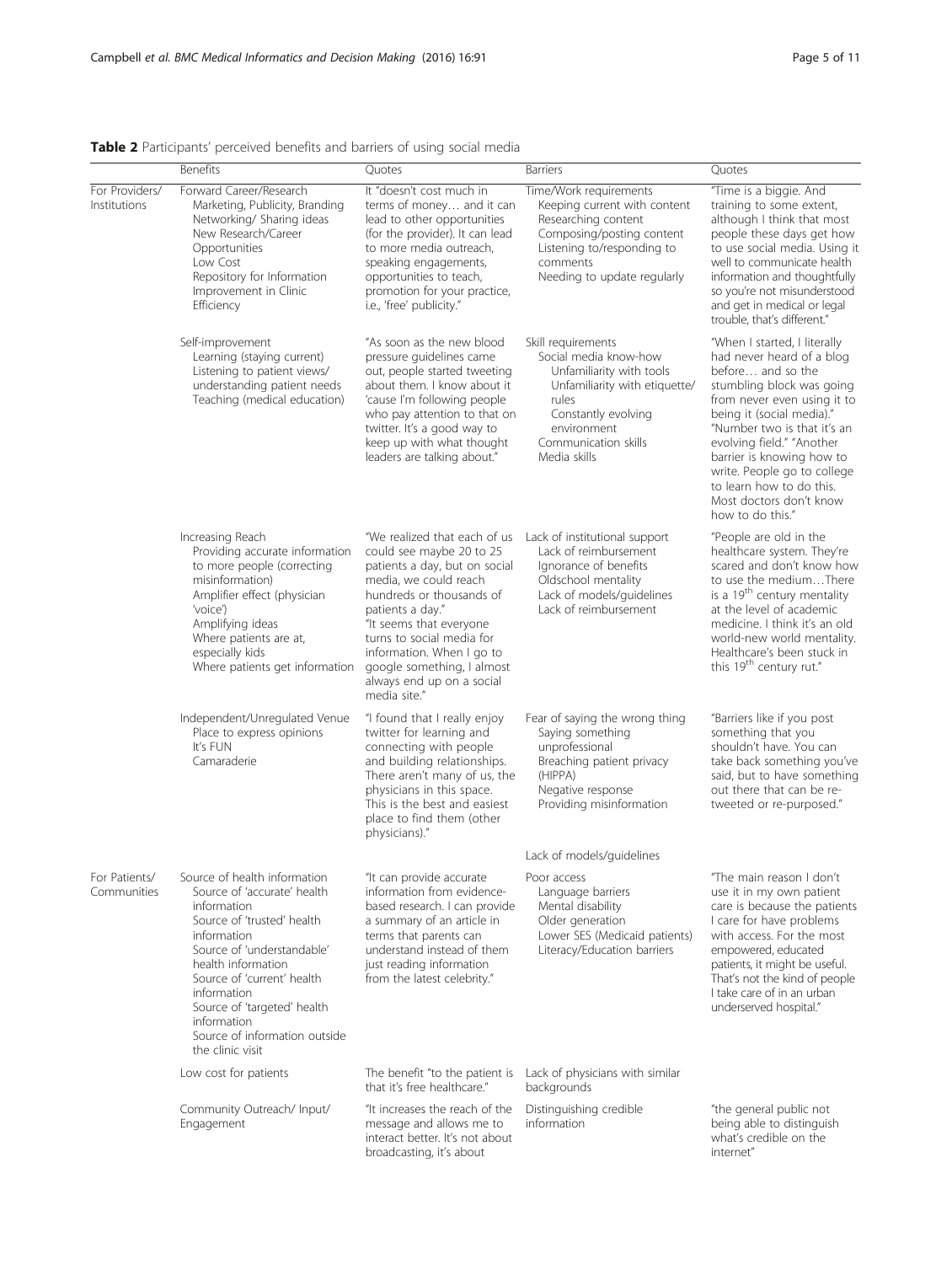**Table 2** Participants' perceived benefits and barriers of using social media

| | Benefits | Quotes | Barriers | Quotes |
|---|---|---|---|---|
| For Providers/ Institutions | Forward Career/Research<br>Marketing, Publicity, Branding<br>Networking/ Sharing ideas<br>New Research/Career Opportunities<br>Low Cost<br>Repository for Information<br>Improvement in Clinic Efficiency | It "doesn't cost much in terms of money… and it can lead to other opportunities (for the provider). It can lead to more media outreach, speaking engagements, opportunities to teach, promotion for your practice, i.e., 'free' publicity." | Time/Work requirements<br>Keeping current with content<br>Researching content<br>Composing/posting content<br>Listening to/responding to comments<br>Needing to update regularly | "Time is a biggie. And training to some extent, although I think that most people these days get how to use social media. Using it well to communicate health information and thoughtfully so you're not misunderstood and get in medical or legal trouble, that's different." |
| | Self-improvement<br>Learning (staying current)<br>Listening to patient views/ understanding patient needs<br>Teaching (medical education) | "As soon as the new blood pressure guidelines came out, people started tweeting about them. I know about it 'cause I'm following people who pay attention to that on twitter. It's a good way to keep up with what thought leaders are talking about." | Skill requirements<br>Social media know-how<br>Unfamiliarity with tools<br>Unfamiliarity with etiquette/ rules<br>Constantly evolving environment<br>Communication skills<br>Media skills | "When I started, I literally had never heard of a blog before… and so the stumbling block was going from never even using it to being it (social media)." "Number two is that it's an evolving field." "Another barrier is knowing how to write. People go to college to learn how to do this. Most doctors don't know how to do this." |
| | Increasing Reach<br>Providing accurate information to more people (correcting misinformation)<br>Amplifier effect (physician 'voice')<br>Amplifying ideas<br>Where patients are at, especially kids<br>Where patients get information | "We realized that each of us could see maybe 20 to 25 patients a day, but on social media, we could reach hundreds or thousands of patients a day."<br>"It seems that everyone turns to social media for information. When I go to google something, I almost always end up on a social media site." | Lack of institutional support<br>Lack of reimbursement<br>Ignorance of benefits<br>Oldschool mentality<br>Lack of models/guidelines<br>Lack of reimbursement | "People are old in the healthcare system. They're scared and don't know how to use the medium…There is a 19th century mentality at the level of academic medicine. I think it's an old world-new world mentality. Healthcare's been stuck in this 19th century rut." |
| | Independent/Unregulated Venue<br>Place to express opinions<br>It's FUN<br>Camaraderie | "I found that I really enjoy twitter for learning and connecting with people and building relationships. There aren't many of us, the physicians in this space. This is the best and easiest place to find them (other physicians)." | Fear of saying the wrong thing<br>Saying something unprofessional<br>Breaching patient privacy (HIPPA)<br>Negative response<br>Providing misinformation | "Barriers like if you post something that you shouldn't have. You can take back something you've said, but to have something out there that can be re-tweeted or re-purposed." |
| | | | Lack of models/guidelines | |
| For Patients/ Communities | Source of health information<br>Source of 'accurate' health information<br>Source of 'trusted' health information<br>Source of 'understandable' health information<br>Source of 'current' health information<br>Source of 'targeted' health information<br>Source of information outside the clinic visit | "It can provide accurate information from evidence-based research. I can provide a summary of an article in terms that parents can understand instead of them just reading information from the latest celebrity." | Poor access<br>Language barriers<br>Mental disability<br>Older generation<br>Lower SES (Medicaid patients)<br>Literacy/Education barriers | "The main reason I don't use it in my own patient care is because the patients I care for have problems with access. For the most empowered, educated patients, it might be useful. That's not the kind of people I take care of in an urban underserved hospital." |
| | Low cost for patients | The benefit "to the patient is that it's free healthcare." | Lack of physicians with similar backgrounds | |
| | Community Outreach/ Input/ Engagement | "It increases the reach of the message and allows me to interact better. It's not about broadcasting, it's about | Distinguishing credible information | "the general public not being able to distinguish what's credible on the internet" |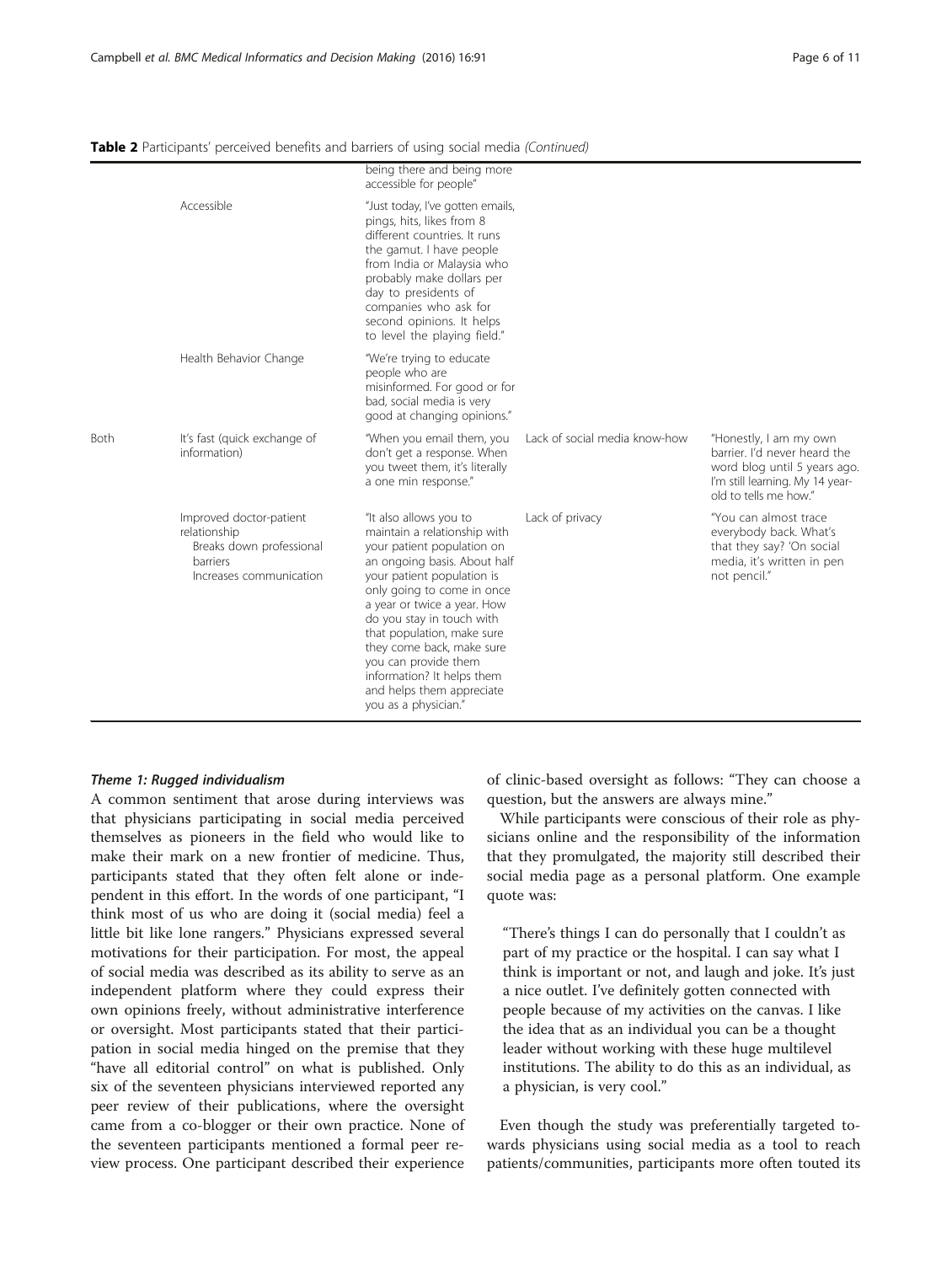**Table 2** Participants' perceived benefits and barriers of using social media *(Continued)*

| | | | | |
|---|---|---|---|---|
| | | being there and being more accessible for people" | | |
| | Accessible | "Just today, I've gotten emails, pings, hits, likes from 8 different countries. It runs the gamut. I have people from India or Malaysia who probably make dollars per day to presidents of companies who ask for second opinions. It helps to level the playing field." | | |
| | Health Behavior Change | "We're trying to educate people who are misinformed. For good or for bad, social media is very good at changing opinions." | | |
| Both | It's fast (quick exchange of information) | "When you email them, you don't get a response. When you tweet them, it's literally a one min response." | Lack of social media know-how | "Honestly, I am my own barrier. I'd never heard the word blog until 5 years ago. I'm still learning. My 14 year-old to tells me how." |
| | Improved doctor-patient relationship<br>Breaks down professional barriers<br>Increases communication | "It also allows you to maintain a relationship with your patient population on an ongoing basis. About half your patient population is only going to come in once a year or twice a year. How do you stay in touch with that population, make sure they come back, make sure you can provide them information? It helps them and helps them appreciate you as a physician." | Lack of privacy | "You can almost trace everybody back. What's that they say? 'On social media, it's written in pen not pencil." |

#### *Theme 1: Rugged individualism*

A common sentiment that arose during interviews was that physicians participating in social media perceived themselves as pioneers in the field who would like to make their mark on a new frontier of medicine. Thus, participants stated that they often felt alone or independent in this effort. In the words of one participant, "I think most of us who are doing it (social media) feel a little bit like lone rangers." Physicians expressed several motivations for their participation. For most, the appeal of social media was described as its ability to serve as an independent platform where they could express their own opinions freely, without administrative interference or oversight. Most participants stated that their participation in social media hinged on the premise that they "have all editorial control" on what is published. Only six of the seventeen physicians interviewed reported any peer review of their publications, where the oversight came from a co-blogger or their own practice. None of the seventeen participants mentioned a formal peer review process. One participant described their experience of clinic-based oversight as follows: "They can choose a question, but the answers are always mine."

While participants were conscious of their role as physicians online and the responsibility of the information that they promulgated, the majority still described their social media page as a personal platform. One example quote was:

> "There's things I can do personally that I couldn't as part of my practice or the hospital. I can say what I think is important or not, and laugh and joke. It's just a nice outlet. I've definitely gotten connected with people because of my activities on the canvas. I like the idea that as an individual you can be a thought leader without working with these huge multilevel institutions. The ability to do this as an individual, as a physician, is very cool."

Even though the study was preferentially targeted towards physicians using social media as a tool to reach patients/communities, participants more often touted its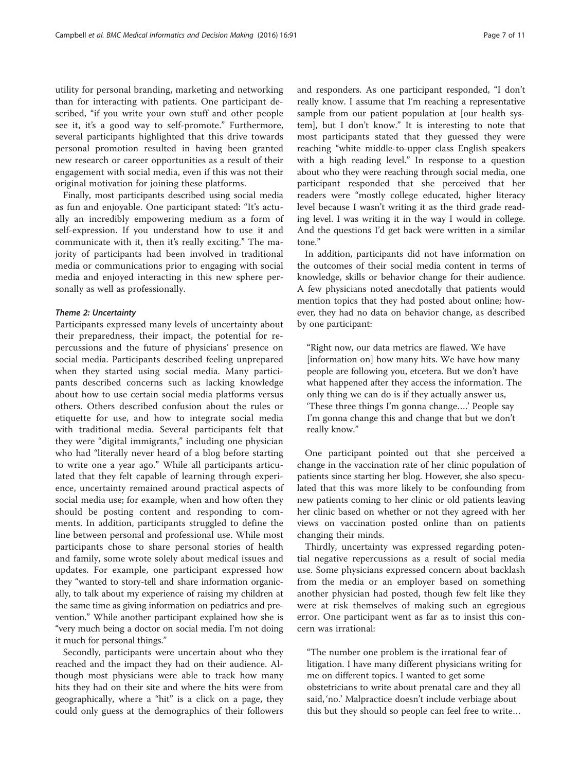utility for personal branding, marketing and networking than for interacting with patients. One participant described, "if you write your own stuff and other people see it, it's a good way to self-promote." Furthermore, several participants highlighted that this drive towards personal promotion resulted in having been granted new research or career opportunities as a result of their engagement with social media, even if this was not their original motivation for joining these platforms.

Finally, most participants described using social media as fun and enjoyable. One participant stated: "It's actually an incredibly empowering medium as a form of self-expression. If you understand how to use it and communicate with it, then it's really exciting." The majority of participants had been involved in traditional media or communications prior to engaging with social media and enjoyed interacting in this new sphere personally as well as professionally.

#### *Theme 2: Uncertainty*

Participants expressed many levels of uncertainty about their preparedness, their impact, the potential for repercussions and the future of physicians' presence on social media. Participants described feeling unprepared when they started using social media. Many participants described concerns such as lacking knowledge about how to use certain social media platforms versus others. Others described confusion about the rules or etiquette for use, and how to integrate social media with traditional media. Several participants felt that they were "digital immigrants," including one physician who had "literally never heard of a blog before starting to write one a year ago." While all participants articulated that they felt capable of learning through experience, uncertainty remained around practical aspects of social media use; for example, when and how often they should be posting content and responding to comments. In addition, participants struggled to define the line between personal and professional use. While most participants chose to share personal stories of health and family, some wrote solely about medical issues and updates. For example, one participant expressed how they "wanted to story-tell and share information organically, to talk about my experience of raising my children at the same time as giving information on pediatrics and prevention." While another participant explained how she is "very much being a doctor on social media. I'm not doing it much for personal things."

Secondly, participants were uncertain about who they reached and the impact they had on their audience. Although most physicians were able to track how many hits they had on their site and where the hits were from geographically, where a "hit" is a click on a page, they could only guess at the demographics of their followers and responders. As one participant responded, "I don't really know. I assume that I'm reaching a representative sample from our patient population at [our health system], but I don't know." It is interesting to note that most participants stated that they guessed they were reaching "white middle-to-upper class English speakers with a high reading level." In response to a question about who they were reaching through social media, one participant responded that she perceived that her readers were "mostly college educated, higher literacy level because I wasn't writing it as the third grade reading level. I was writing it in the way I would in college. And the questions I'd get back were written in a similar tone."

In addition, participants did not have information on the outcomes of their social media content in terms of knowledge, skills or behavior change for their audience. A few physicians noted anecdotally that patients would mention topics that they had posted about online; however, they had no data on behavior change, as described by one participant:

> "Right now, our data metrics are flawed. We have [information on] how many hits. We have how many people are following you, etcetera. But we don't have what happened after they access the information. The only thing we can do is if they actually answer us, 'These three things I'm gonna change….' People say I'm gonna change this and change that but we don't really know."

One participant pointed out that she perceived a change in the vaccination rate of her clinic population of patients since starting her blog. However, she also speculated that this was more likely to be confounding from new patients coming to her clinic or old patients leaving her clinic based on whether or not they agreed with her views on vaccination posted online than on patients changing their minds.

Thirdly, uncertainty was expressed regarding potential negative repercussions as a result of social media use. Some physicians expressed concern about backlash from the media or an employer based on something another physician had posted, though few felt like they were at risk themselves of making such an egregious error. One participant went as far as to insist this concern was irrational:

> "The number one problem is the irrational fear of litigation. I have many different physicians writing for me on different topics. I wanted to get some obstetricians to write about prenatal care and they all said, 'no.' Malpractice doesn't include verbiage about this but they should so people can feel free to write…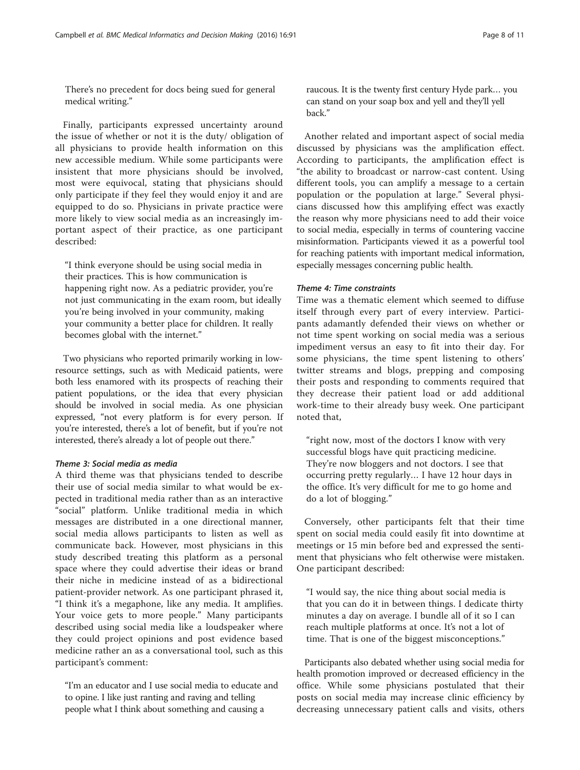There's no precedent for docs being sued for general medical writing."

Finally, participants expressed uncertainty around the issue of whether or not it is the duty/ obligation of all physicians to provide health information on this new accessible medium. While some participants were insistent that more physicians should be involved, most were equivocal, stating that physicians should only participate if they feel they would enjoy it and are equipped to do so. Physicians in private practice were more likely to view social media as an increasingly important aspect of their practice, as one participant described:

> "I think everyone should be using social media in their practices. This is how communication is happening right now. As a pediatric provider, you're not just communicating in the exam room, but ideally you're being involved in your community, making your community a better place for children. It really becomes global with the internet."

Two physicians who reported primarily working in low-resource settings, such as with Medicaid patients, were both less enamored with its prospects of reaching their patient populations, or the idea that every physician should be involved in social media. As one physician expressed, "not every platform is for every person. If you're interested, there's a lot of benefit, but if you're not interested, there's already a lot of people out there."

#### *Theme 3: Social media as media*

A third theme was that physicians tended to describe their use of social media similar to what would be expected in traditional media rather than as an interactive "social" platform. Unlike traditional media in which messages are distributed in a one directional manner, social media allows participants to listen as well as communicate back. However, most physicians in this study described treating this platform as a personal space where they could advertise their ideas or brand their niche in medicine instead of as a bidirectional patient-provider network. As one participant phrased it, "I think it's a megaphone, like any media. It amplifies. Your voice gets to more people." Many participants described using social media like a loudspeaker where they could project opinions and post evidence based medicine rather an as a conversational tool, such as this participant's comment:

> "I'm an educator and I use social media to educate and to opine. I like just ranting and raving and telling people what I think about something and causing a raucous. It is the twenty first century Hyde park… you can stand on your soap box and yell and they'll yell back."

Another related and important aspect of social media discussed by physicians was the amplification effect. According to participants, the amplification effect is "the ability to broadcast or narrow-cast content. Using different tools, you can amplify a message to a certain population or the population at large." Several physicians discussed how this amplifying effect was exactly the reason why more physicians need to add their voice to social media, especially in terms of countering vaccine misinformation. Participants viewed it as a powerful tool for reaching patients with important medical information, especially messages concerning public health.

#### *Theme 4: Time constraints*

Time was a thematic element which seemed to diffuse itself through every part of every interview. Participants adamantly defended their views on whether or not time spent working on social media was a serious impediment versus an easy to fit into their day. For some physicians, the time spent listening to others' twitter streams and blogs, prepping and composing their posts and responding to comments required that they decrease their patient load or add additional work-time to their already busy week. One participant noted that,

> "right now, most of the doctors I know with very successful blogs have quit practicing medicine. They're now bloggers and not doctors. I see that occurring pretty regularly… I have 12 hour days in the office. It's very difficult for me to go home and do a lot of blogging."

Conversely, other participants felt that their time spent on social media could easily fit into downtime at meetings or 15 min before bed and expressed the sentiment that physicians who felt otherwise were mistaken. One participant described:

> "I would say, the nice thing about social media is that you can do it in between things. I dedicate thirty minutes a day on average. I bundle all of it so I can reach multiple platforms at once. It's not a lot of time. That is one of the biggest misconceptions."

Participants also debated whether using social media for health promotion improved or decreased efficiency in the office. While some physicians postulated that their posts on social media may increase clinic efficiency by decreasing unnecessary patient calls and visits, others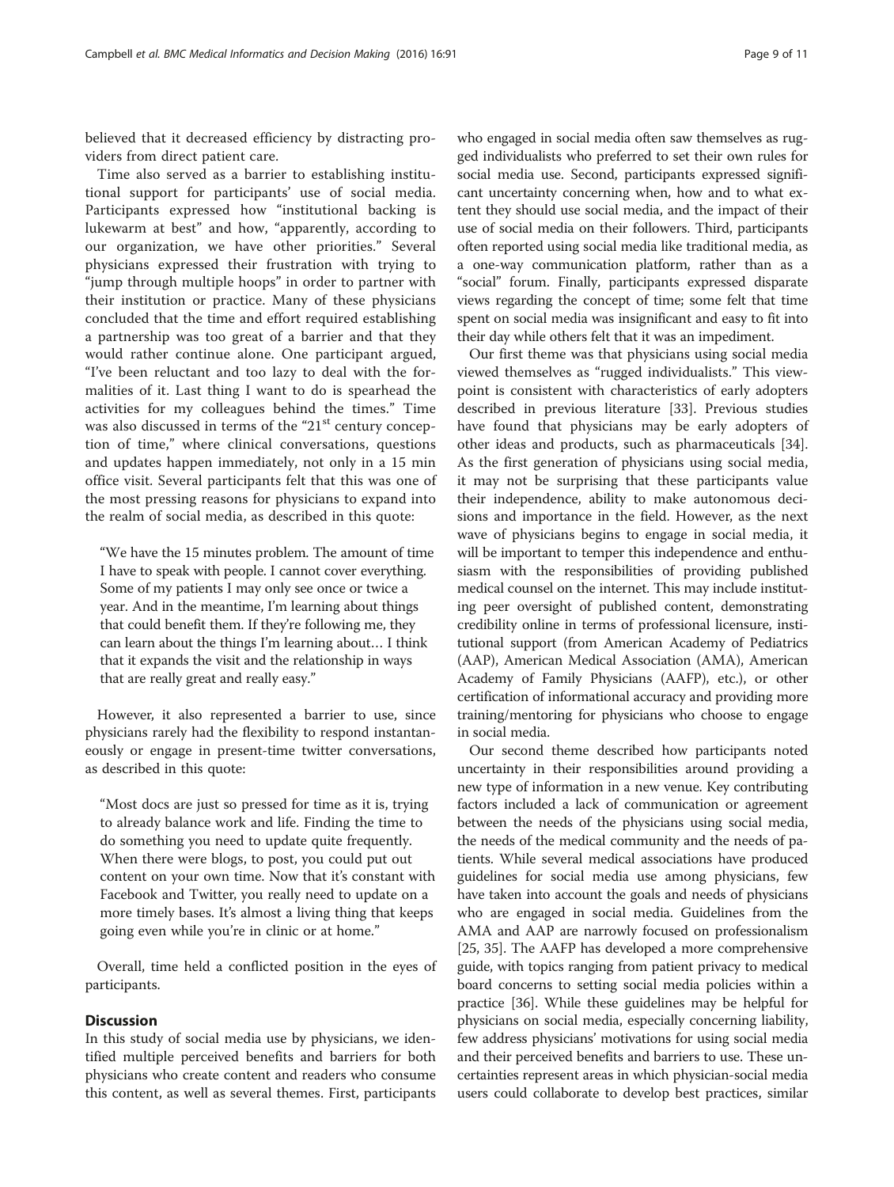believed that it decreased efficiency by distracting providers from direct patient care.

Time also served as a barrier to establishing institutional support for participants' use of social media. Participants expressed how "institutional backing is lukewarm at best" and how, "apparently, according to our organization, we have other priorities." Several physicians expressed their frustration with trying to "jump through multiple hoops" in order to partner with their institution or practice. Many of these physicians concluded that the time and effort required establishing a partnership was too great of a barrier and that they would rather continue alone. One participant argued, "I've been reluctant and too lazy to deal with the formalities of it. Last thing I want to do is spearhead the activities for my colleagues behind the times." Time was also discussed in terms of the "21st century conception of time," where clinical conversations, questions and updates happen immediately, not only in a 15 min office visit. Several participants felt that this was one of the most pressing reasons for physicians to expand into the realm of social media, as described in this quote:

> "We have the 15 minutes problem. The amount of time I have to speak with people. I cannot cover everything. Some of my patients I may only see once or twice a year. And in the meantime, I'm learning about things that could benefit them. If they're following me, they can learn about the things I'm learning about… I think that it expands the visit and the relationship in ways that are really great and really easy."

However, it also represented a barrier to use, since physicians rarely had the flexibility to respond instantaneously or engage in present-time twitter conversations, as described in this quote:

> "Most docs are just so pressed for time as it is, trying to already balance work and life. Finding the time to do something you need to update quite frequently. When there were blogs, to post, you could put out content on your own time. Now that it's constant with Facebook and Twitter, you really need to update on a more timely bases. It's almost a living thing that keeps going even while you're in clinic or at home."

Overall, time held a conflicted position in the eyes of participants.

## Discussion

In this study of social media use by physicians, we identified multiple perceived benefits and barriers for both physicians who create content and readers who consume this content, as well as several themes. First, participants who engaged in social media often saw themselves as rugged individualists who preferred to set their own rules for social media use. Second, participants expressed significant uncertainty concerning when, how and to what extent they should use social media, and the impact of their use of social media on their followers. Third, participants often reported using social media like traditional media, as a one-way communication platform, rather than as a "social" forum. Finally, participants expressed disparate views regarding the concept of time; some felt that time spent on social media was insignificant and easy to fit into their day while others felt that it was an impediment.

Our first theme was that physicians using social media viewed themselves as "rugged individualists." This viewpoint is consistent with characteristics of early adopters described in previous literature [33]. Previous studies have found that physicians may be early adopters of other ideas and products, such as pharmaceuticals [34]. As the first generation of physicians using social media, it may not be surprising that these participants value their independence, ability to make autonomous decisions and importance in the field. However, as the next wave of physicians begins to engage in social media, it will be important to temper this independence and enthusiasm with the responsibilities of providing published medical counsel on the internet. This may include instituting peer oversight of published content, demonstrating credibility online in terms of professional licensure, institutional support (from American Academy of Pediatrics (AAP), American Medical Association (AMA), American Academy of Family Physicians (AAFP), etc.), or other certification of informational accuracy and providing more training/mentoring for physicians who choose to engage in social media.

Our second theme described how participants noted uncertainty in their responsibilities around providing a new type of information in a new venue. Key contributing factors included a lack of communication or agreement between the needs of the physicians using social media, the needs of the medical community and the needs of patients. While several medical associations have produced guidelines for social media use among physicians, few have taken into account the goals and needs of physicians who are engaged in social media. Guidelines from the AMA and AAP are narrowly focused on professionalism [25, 35]. The AAFP has developed a more comprehensive guide, with topics ranging from patient privacy to medical board concerns to setting social media policies within a practice [36]. While these guidelines may be helpful for physicians on social media, especially concerning liability, few address physicians' motivations for using social media and their perceived benefits and barriers to use. These uncertainties represent areas in which physician-social media users could collaborate to develop best practices, similar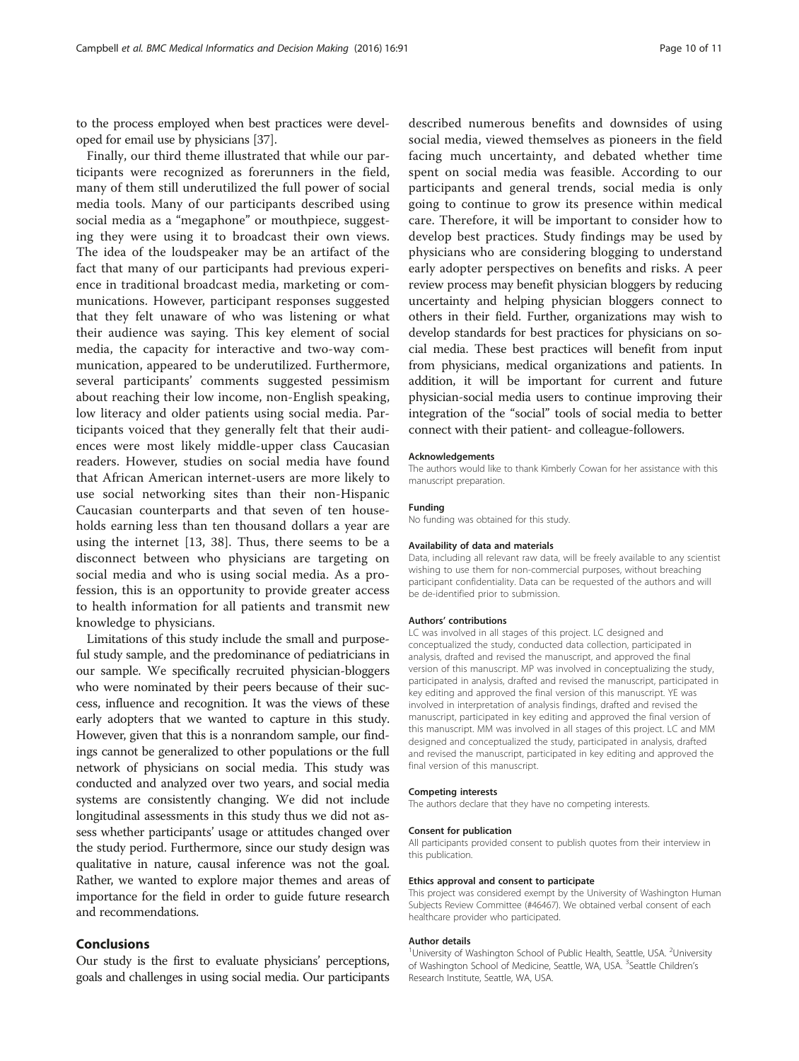to the process employed when best practices were developed for email use by physicians [37].

Finally, our third theme illustrated that while our participants were recognized as forerunners in the field, many of them still underutilized the full power of social media tools. Many of our participants described using social media as a "megaphone" or mouthpiece, suggesting they were using it to broadcast their own views. The idea of the loudspeaker may be an artifact of the fact that many of our participants had previous experience in traditional broadcast media, marketing or communications. However, participant responses suggested that they felt unaware of who was listening or what their audience was saying. This key element of social media, the capacity for interactive and two-way communication, appeared to be underutilized. Furthermore, several participants' comments suggested pessimism about reaching their low income, non-English speaking, low literacy and older patients using social media. Participants voiced that they generally felt that their audiences were most likely middle-upper class Caucasian readers. However, studies on social media have found that African American internet-users are more likely to use social networking sites than their non-Hispanic Caucasian counterparts and that seven of ten households earning less than ten thousand dollars a year are using the internet [13, 38]. Thus, there seems to be a disconnect between who physicians are targeting on social media and who is using social media. As a profession, this is an opportunity to provide greater access to health information for all patients and transmit new knowledge to physicians.

Limitations of this study include the small and purposeful study sample, and the predominance of pediatricians in our sample. We specifically recruited physician-bloggers who were nominated by their peers because of their success, influence and recognition. It was the views of these early adopters that we wanted to capture in this study. However, given that this is a nonrandom sample, our findings cannot be generalized to other populations or the full network of physicians on social media. This study was conducted and analyzed over two years, and social media systems are consistently changing. We did not include longitudinal assessments in this study thus we did not assess whether participants' usage or attitudes changed over the study period. Furthermore, since our study design was qualitative in nature, causal inference was not the goal. Rather, we wanted to explore major themes and areas of importance for the field in order to guide future research and recommendations.

## Conclusions

Our study is the first to evaluate physicians' perceptions, goals and challenges in using social media. Our participants described numerous benefits and downsides of using social media, viewed themselves as pioneers in the field facing much uncertainty, and debated whether time spent on social media was feasible. According to our participants and general trends, social media is only going to continue to grow its presence within medical care. Therefore, it will be important to consider how to develop best practices. Study findings may be used by physicians who are considering blogging to understand early adopter perspectives on benefits and risks. A peer review process may benefit physician bloggers by reducing uncertainty and helping physician bloggers connect to others in their field. Further, organizations may wish to develop standards for best practices for physicians on social media. These best practices will benefit from input from physicians, medical organizations and patients. In addition, it will be important for current and future physician-social media users to continue improving their integration of the "social" tools of social media to better connect with their patient- and colleague-followers.

#### Acknowledgements

The authors would like to thank Kimberly Cowan for her assistance with this manuscript preparation.

#### Funding

No funding was obtained for this study.

#### Availability of data and materials

Data, including all relevant raw data, will be freely available to any scientist wishing to use them for non-commercial purposes, without breaching participant confidentiality. Data can be requested of the authors and will be de-identified prior to submission.

#### Authors' contributions

LC was involved in all stages of this project. LC designed and conceptualized the study, conducted data collection, participated in analysis, drafted and revised the manuscript, and approved the final version of this manuscript. MP was involved in conceptualizing the study, participated in analysis, drafted and revised the manuscript, participated in key editing and approved the final version of this manuscript. YE was involved in interpretation of analysis findings, drafted and revised the manuscript, participated in key editing and approved the final version of this manuscript. MM was involved in all stages of this project. LC and MM designed and conceptualized the study, participated in analysis, drafted and revised the manuscript, participated in key editing and approved the final version of this manuscript.

#### Competing interests

The authors declare that they have no competing interests.

#### Consent for publication

All participants provided consent to publish quotes from their interview in this publication.

#### Ethics approval and consent to participate

This project was considered exempt by the University of Washington Human Subjects Review Committee (#46467). We obtained verbal consent of each healthcare provider who participated.

#### Author details

[1]University of Washington School of Public Health, Seattle, USA. [2]University of Washington School of Medicine, Seattle, WA, USA. [3]Seattle Children's Research Institute, Seattle, WA, USA.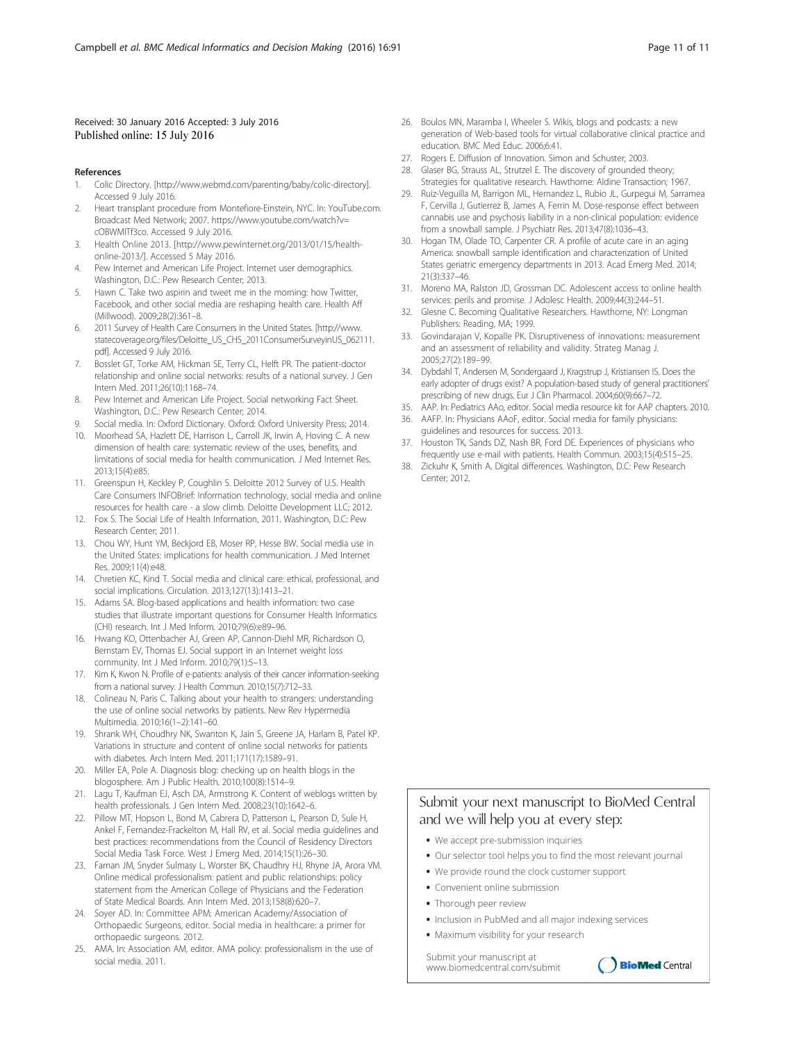Received: 30 January 2016 Accepted: 3 July 2016
Published online: 15 July 2016

## References

1. Colic Directory. [http://www.webmd.com/parenting/baby/colic-directory]. Accessed 9 July 2016.
2. Heart transplant procedure from Montefiore-Einstein, NYC. In: YouTube.com. Broadcast Med Network; 2007. https://www.youtube.com/watch?v=cOBWMITf3co. Accessed 9 July 2016.
3. Health Online 2013. [http://www.pewinternet.org/2013/01/15/health-online-2013/]. Accessed 5 May 2016.
4. Pew Internet and American Life Project. Internet user demographics. Washington, D.C.: Pew Research Center; 2013.
5. Hawn C. Take two aspirin and tweet me in the morning: how Twitter, Facebook, and other social media are reshaping health care. Health Aff (Millwood). 2009;28(2):361–8.
6. 2011 Survey of Health Care Consumers in the United States. [http://www.statecoverage.org/files/Deloitte_US_CHS_2011ConsumerSurveyinUS_062111.pdf]. Accessed 9 July 2016.
7. Bosslet GT, Torke AM, Hickman SE, Terry CL, Helft PR. The patient-doctor relationship and online social networks: results of a national survey. J Gen Intern Med. 2011;26(10):1168–74.
8. Pew Internet and American Life Project. Social networking Fact Sheet. Washington, D.C.: Pew Research Center; 2014.
9. Social media. In: Oxford Dictionary. Oxford: Oxford University Press; 2014.
10. Moorhead SA, Hazlett DE, Harrison L, Carroll JK, Irwin A, Hoving C. A new dimension of health care: systematic review of the uses, benefits, and limitations of social media for health communication. J Med Internet Res. 2013;15(4):e85.
11. Greenspun H, Keckley P, Coughlin S. Deloitte 2012 Survey of U.S. Health Care Consumers INFOBrief: Information technology, social media and online resources for health care - a slow climb. Deloitte Development LLC; 2012.
12. Fox S. The Social Life of Health Information, 2011. Washington, D.C: Pew Research Center; 2011.
13. Chou WY, Hunt YM, Beckjord EB, Moser RP, Hesse BW. Social media use in the United States: implications for health communication. J Med Internet Res. 2009;11(4):e48.
14. Chretien KC, Kind T. Social media and clinical care: ethical, professional, and social implications. Circulation. 2013;127(13):1413–21.
15. Adams SA. Blog-based applications and health information: two case studies that illustrate important questions for Consumer Health Informatics (CHI) research. Int J Med Inform. 2010;79(6):e89–96.
16. Hwang KO, Ottenbacher AJ, Green AP, Cannon-Diehl MR, Richardson O, Bernstam EV, Thomas EJ. Social support in an Internet weight loss community. Int J Med Inform. 2010;79(1):5–13.
17. Kim K, Kwon N. Profile of e-patients: analysis of their cancer information-seeking from a national survey. J Health Commun. 2010;15(7):712–33.
18. Colineau N, Paris C. Talking about your health to strangers: understanding the use of online social networks by patients. New Rev Hypermedia Multimedia. 2010;16(1–2):141–60.
19. Shrank WH, Choudhry NK, Swanton K, Jain S, Greene JA, Harlam B, Patel KP. Variations in structure and content of online social networks for patients with diabetes. Arch Intern Med. 2011;171(17):1589–91.
20. Miller EA, Pole A. Diagnosis blog: checking up on health blogs in the blogosphere. Am J Public Health. 2010;100(8):1514–9.
21. Lagu T, Kaufman EJ, Asch DA, Armstrong K. Content of weblogs written by health professionals. J Gen Intern Med. 2008;23(10):1642–6.
22. Pillow MT, Hopson L, Bond M, Cabrera D, Patterson L, Pearson D, Sule H, Ankel F, Fernandez-Frackelton M, Hall RV, et al. Social media guidelines and best practices: recommendations from the Council of Residency Directors Social Media Task Force. West J Emerg Med. 2014;15(1):26–30.
23. Farnan JM, Snyder Sulmasy L, Worster BK, Chaudhry HJ, Rhyne JA, Arora VM. Online medical professionalism: patient and public relationships: policy statement from the American College of Physicians and the Federation of State Medical Boards. Ann Intern Med. 2013;158(8):620–7.
24. Soyer AD. In: Committee APM: American Academy/Association of Orthopaedic Surgeons, editor. Social media in healthcare: a primer for orthopaedic surgeons. 2012.
25. AMA. In: Association AM, editor. AMA policy: professionalism in the use of social media. 2011.
26. Boulos MN, Maramba I, Wheeler S. Wikis, blogs and podcasts: a new generation of Web-based tools for virtual collaborative clinical practice and education. BMC Med Educ. 2006;6:41.
27. Rogers E. Diffusion of Innovation. Simon and Schuster; 2003.
28. Glaser BG, Strauss AL, Strutzel E. The discovery of grounded theory; Strategies for qualitative research. Hawthorne: Aldine Transaction; 1967.
29. Ruiz-Veguilla M, Barrigon ML, Hernandez L, Rubio JL, Gurpegui M, Sarramea F, Cervilla J, Gutierrez B, James A, Ferrin M. Dose-response effect between cannabis use and psychosis liability in a non-clinical population: evidence from a snowball sample. J Psychiatr Res. 2013;47(8):1036–43.
30. Hogan TM, Olade TO, Carpenter CR. A profile of acute care in an aging America: snowball sample identification and characterization of United States geriatric emergency departments in 2013. Acad Emerg Med. 2014;21(3):337–46.
31. Moreno MA, Ralston JD, Grossman DC. Adolescent access to online health services: perils and promise. J Adolesc Health. 2009;44(3):244–51.
32. Glesne C. Becoming Qualitative Researchers. Hawthorne, NY: Longman Publishers: Reading, MA; 1999.
33. Govindarajan V, Kopalle PK. Disruptiveness of innovations: measurement and an assessment of reliability and validity. Strateg Manag J. 2005;27(2):189–99.
34. Dybdahl T, Andersen M, Sondergaard J, Kragstrup J, Kristiansen IS. Does the early adopter of drugs exist? A population-based study of general practitioners' prescribing of new drugs. Eur J Clin Pharmacol. 2004;60(9):667–72.
35. AAP. In: Pediatrics AAo, editor. Social media resource kit for AAP chapters. 2010.
36. AAFP. In: Physicians AAoF, editor. Social media for family physicians: guidelines and resources for success. 2013.
37. Houston TK, Sands DZ, Nash BR, Ford DE. Experiences of physicians who frequently use e-mail with patients. Health Commun. 2003;15(4):515–25.
38. Zickuhr K, Smith A. Digital differences. Washington, D.C: Pew Research Center; 2012.

Submit your next manuscript to BioMed Central and we will help you at every step:

- We accept pre-submission inquiries
- Our selector tool helps you to find the most relevant journal
- We provide round the clock customer support
- Convenient online submission
- Thorough peer review
- Inclusion in PubMed and all major indexing services
- Maximum visibility for your research

Submit your manuscript at www.biomedcentral.com/submit

BioMed Central